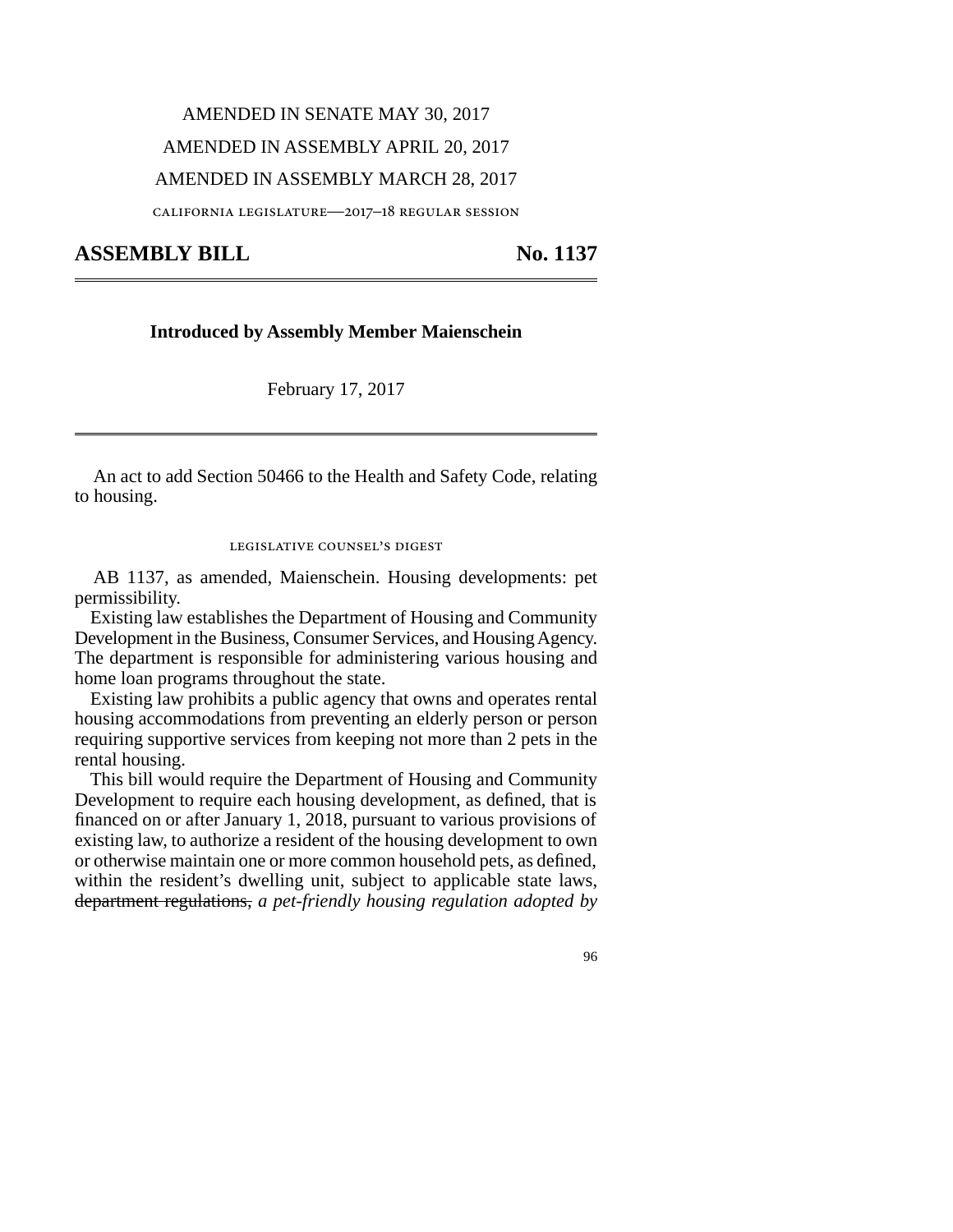AMENDED IN SENATE MAY 30, 2017

AMENDED IN ASSEMBLY APRIL 20, 2017

AMENDED IN ASSEMBLY MARCH 28, 2017

california legislature—2017–18 regular session

# ASSEMBLY BILL No. 1137

**Introduced by Assembly Member Maienschein**

February 17, 2017

An act to add Section 50466 to the Health and Safety Code, relating to housing.

legislative counsel's digest

AB 1137, as amended, Maienschein. Housing developments: pet permissibility.

Existing law establishes the Department of Housing and Community Development in the Business, Consumer Services, and Housing Agency. The department is responsible for administering various housing and home loan programs throughout the state.

Existing law prohibits a public agency that owns and operates rental housing accommodations from preventing an elderly person or person requiring supportive services from keeping not more than 2 pets in the rental housing.

This bill would require the Department of Housing and Community Development to require each housing development, as defined, that is financed on or after January 1, 2018, pursuant to various provisions of existing law, to authorize a resident of the housing development to own or otherwise maintain one or more common household pets, as defined, within the resident's dwelling unit, subject to applicable state laws, ~~department regulations,~~ *a pet-friendly housing regulation adopted by*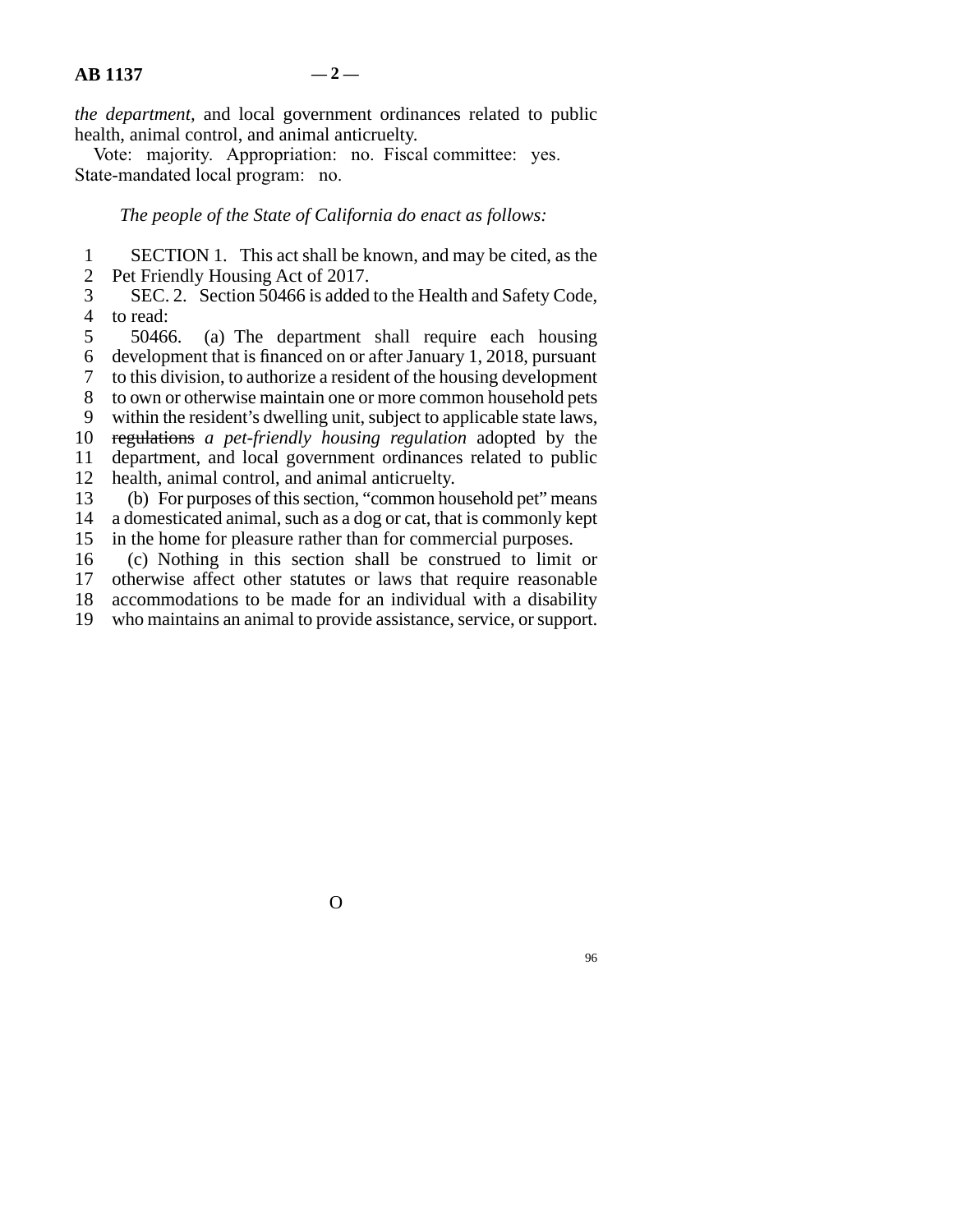*the department,* and local government ordinances related to public health, animal control, and animal anticruelty.

Vote: majority. Appropriation: no. Fiscal committee: yes. State-mandated local program: no.

*The people of the State of California do enact as follows:*

SECTION 1. This act shall be known, and may be cited, as the Pet Friendly Housing Act of 2017.

SEC. 2. Section 50466 is added to the Health and Safety Code, to read:

50466. (a) The department shall require each housing development that is financed on or after January 1, 2018, pursuant to this division, to authorize a resident of the housing development to own or otherwise maintain one or more common household pets within the resident's dwelling unit, subject to applicable state laws, ~~regulations~~ *a pet-friendly housing regulation* adopted by the department, and local government ordinances related to public health, animal control, and animal anticruelty.

(b) For purposes of this section, "common household pet" means a domesticated animal, such as a dog or cat, that is commonly kept in the home for pleasure rather than for commercial purposes.

(c) Nothing in this section shall be construed to limit or otherwise affect other statutes or laws that require reasonable accommodations to be made for an individual with a disability who maintains an animal to provide assistance, service, or support.

O